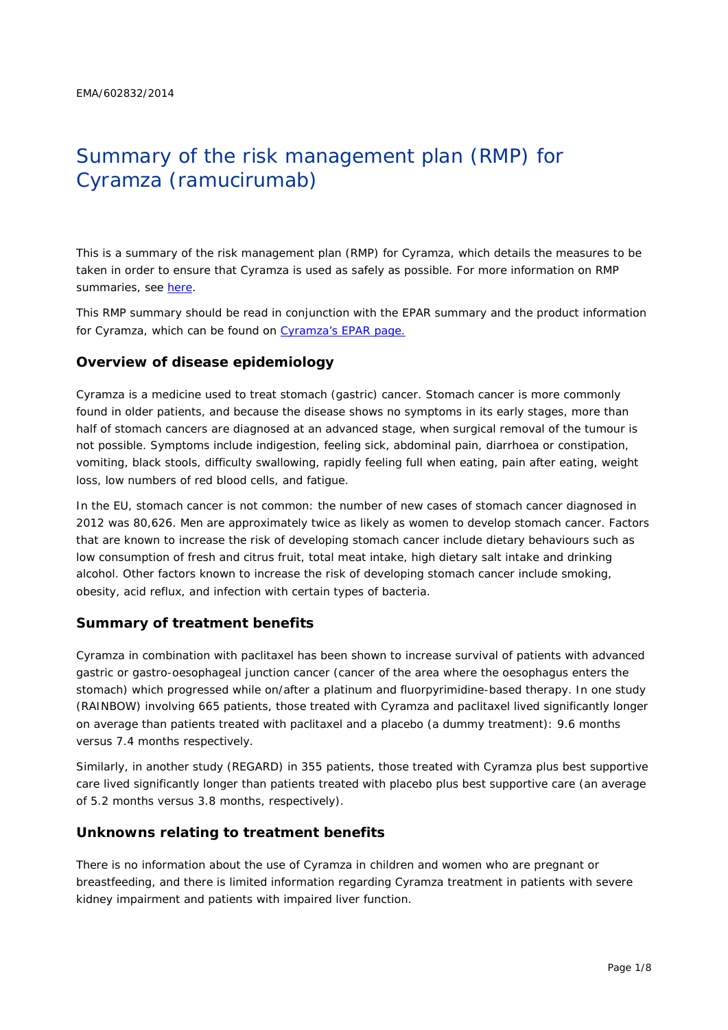EMA/602832/2014

# Summary of the risk management plan (RMP) for Cyramza (ramucirumab)

This is a summary of the risk management plan (RMP) for Cyramza, which details the measures to be taken in order to ensure that Cyramza is used as safely as possible. For more information on RMP summaries, see here.

This RMP summary should be read in conjunction with the EPAR summary and the product information for Cyramza, which can be found on Cyramza's EPAR page.

## Overview of disease epidemiology

Cyramza is a medicine used to treat stomach (gastric) cancer. Stomach cancer is more commonly found in older patients, and because the disease shows no symptoms in its early stages, more than half of stomach cancers are diagnosed at an advanced stage, when surgical removal of the tumour is not possible. Symptoms include indigestion, feeling sick, abdominal pain, diarrhoea or constipation, vomiting, black stools, difficulty swallowing, rapidly feeling full when eating, pain after eating, weight loss, low numbers of red blood cells, and fatigue.

In the EU, stomach cancer is not common: the number of new cases of stomach cancer diagnosed in 2012 was 80,626. Men are approximately twice as likely as women to develop stomach cancer. Factors that are known to increase the risk of developing stomach cancer include dietary behaviours such as low consumption of fresh and citrus fruit, total meat intake, high dietary salt intake and drinking alcohol. Other factors known to increase the risk of developing stomach cancer include smoking, obesity, acid reflux, and infection with certain types of bacteria.

## Summary of treatment benefits

Cyramza in combination with paclitaxel has been shown to increase survival of patients with advanced gastric or gastro-oesophageal junction cancer (cancer of the area where the oesophagus enters the stomach) which progressed while on/after a platinum and fluorpyrimidine-based therapy. In one study (RAINBOW) involving 665 patients, those treated with Cyramza and paclitaxel lived significantly longer on average than patients treated with paclitaxel and a placebo (a dummy treatment): 9.6 months versus 7.4 months respectively.

Similarly, in another study (REGARD) in 355 patients, those treated with Cyramza plus best supportive care lived significantly longer than patients treated with placebo plus best supportive care (an average of 5.2 months versus 3.8 months, respectively).

## Unknowns relating to treatment benefits

There is no information about the use of Cyramza in children and women who are pregnant or breastfeeding, and there is limited information regarding Cyramza treatment in patients with severe kidney impairment and patients with impaired liver function.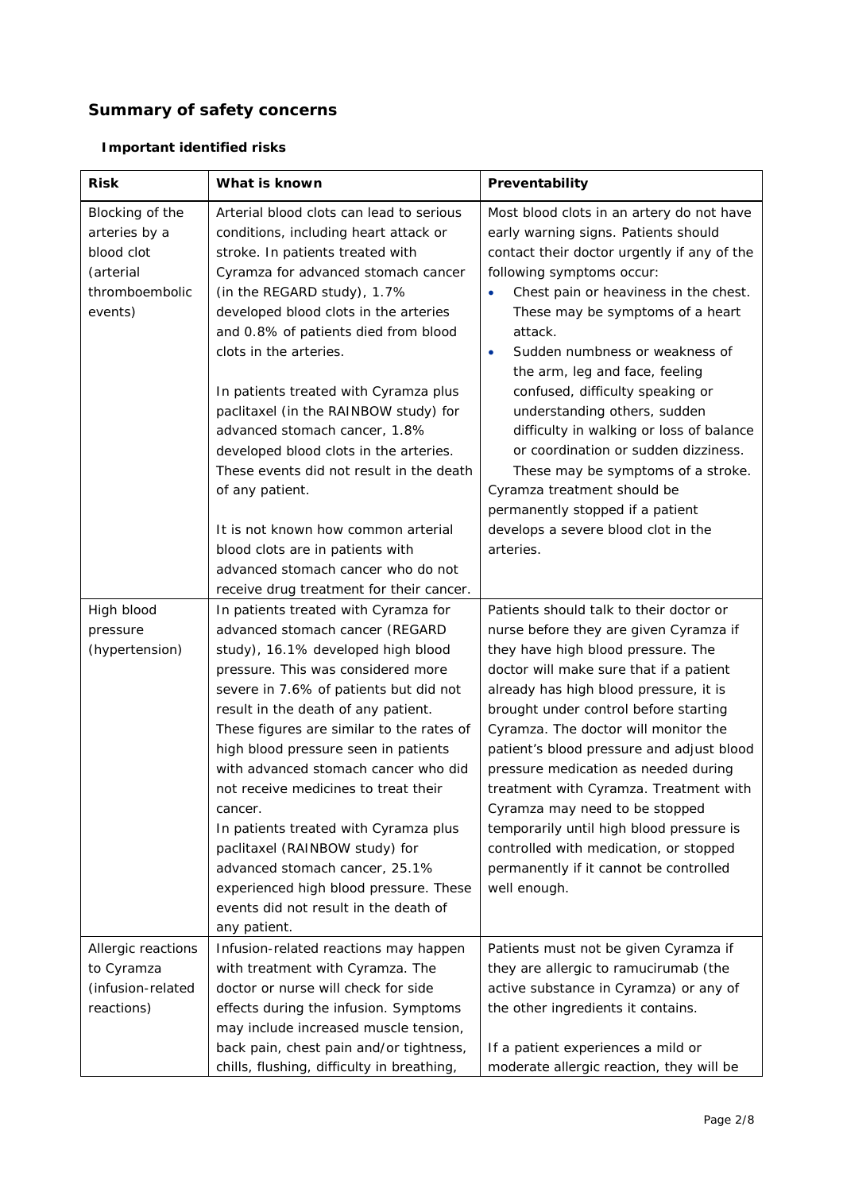## Summary of safety concerns

### Important identified risks

| Risk | What is known | Preventability |
|---|---|---|
| Blocking of the arteries by a blood clot (arterial thromboembolic events) | Arterial blood clots can lead to serious conditions, including heart attack or stroke. In patients treated with Cyramza for advanced stomach cancer (in the REGARD study), 1.7% developed blood clots in the arteries and 0.8% of patients died from blood clots in the arteries.<br><br>In patients treated with Cyramza plus paclitaxel (in the RAINBOW study) for advanced stomach cancer, 1.8% developed blood clots in the arteries. These events did not result in the death of any patient.<br><br>It is not known how common arterial blood clots are in patients with advanced stomach cancer who do not receive drug treatment for their cancer. | Most blood clots in an artery do not have early warning signs. Patients should contact their doctor urgently if any of the following symptoms occur:<br>• Chest pain or heaviness in the chest. These may be symptoms of a heart attack.<br>• Sudden numbness or weakness of the arm, leg and face, feeling confused, difficulty speaking or understanding others, sudden difficulty in walking or loss of balance or coordination or sudden dizziness. These may be symptoms of a stroke.<br>Cyramza treatment should be permanently stopped if a patient develops a severe blood clot in the arteries. |
| High blood pressure (hypertension) | In patients treated with Cyramza for advanced stomach cancer (REGARD study), 16.1% developed high blood pressure. This was considered more severe in 7.6% of patients but did not result in the death of any patient. These figures are similar to the rates of high blood pressure seen in patients with advanced stomach cancer who did not receive medicines to treat their cancer.<br>In patients treated with Cyramza plus paclitaxel (RAINBOW study) for advanced stomach cancer, 25.1% experienced high blood pressure. These events did not result in the death of any patient. | Patients should talk to their doctor or nurse before they are given Cyramza if they have high blood pressure. The doctor will make sure that if a patient already has high blood pressure, it is brought under control before starting Cyramza. The doctor will monitor the patient's blood pressure and adjust blood pressure medication as needed during treatment with Cyramza. Treatment with Cyramza may need to be stopped temporarily until high blood pressure is controlled with medication, or stopped permanently if it cannot be controlled well enough. |
| Allergic reactions to Cyramza (infusion-related reactions) | Infusion-related reactions may happen with treatment with Cyramza. The doctor or nurse will check for side effects during the infusion. Symptoms may include increased muscle tension, back pain, chest pain and/or tightness, chills, flushing, difficulty in breathing, | Patients must not be given Cyramza if they are allergic to ramucirumab (the active substance in Cyramza) or any of the other ingredients it contains.<br><br>If a patient experiences a mild or moderate allergic reaction, they will be |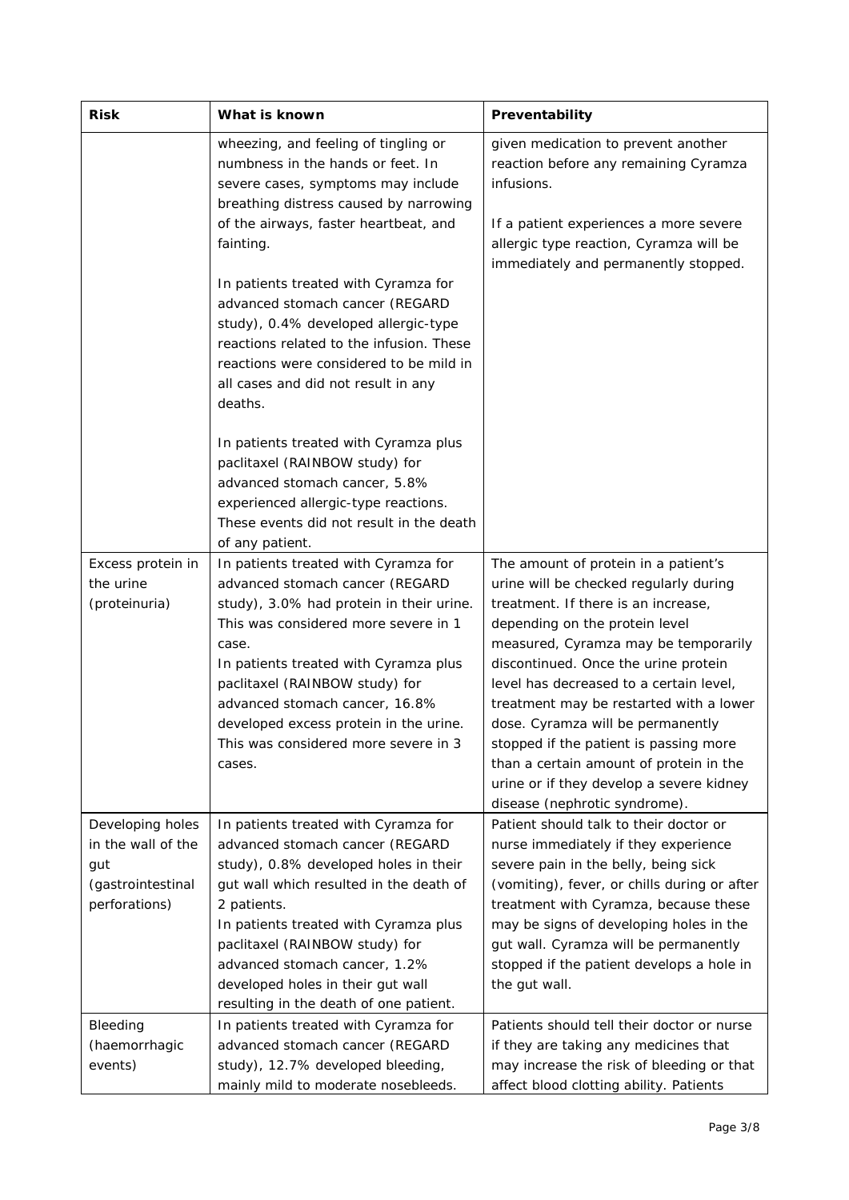| Risk | What is known | Preventability |
| --- | --- | --- |
| | wheezing, and feeling of tingling or numbness in the hands or feet. In severe cases, symptoms may include breathing distress caused by narrowing of the airways, faster heartbeat, and fainting.<br><br>In patients treated with Cyramza for advanced stomach cancer (REGARD study), 0.4% developed allergic-type reactions related to the infusion. These reactions were considered to be mild in all cases and did not result in any deaths.<br><br>In patients treated with Cyramza plus paclitaxel (RAINBOW study) for advanced stomach cancer, 5.8% experienced allergic-type reactions. These events did not result in the death of any patient. | given medication to prevent another reaction before any remaining Cyramza infusions.<br><br>If a patient experiences a more severe allergic type reaction, Cyramza will be immediately and permanently stopped. |
| Excess protein in the urine (proteinuria) | In patients treated with Cyramza for advanced stomach cancer (REGARD study), 3.0% had protein in their urine. This was considered more severe in 1 case.<br>In patients treated with Cyramza plus paclitaxel (RAINBOW study) for advanced stomach cancer, 16.8% developed excess protein in the urine. This was considered more severe in 3 cases. | The amount of protein in a patient's urine will be checked regularly during treatment. If there is an increase, depending on the protein level measured, Cyramza may be temporarily discontinued. Once the urine protein level has decreased to a certain level, treatment may be restarted with a lower dose. Cyramza will be permanently stopped if the patient is passing more than a certain amount of protein in the urine or if they develop a severe kidney disease (nephrotic syndrome). |
| Developing holes in the wall of the gut (gastrointestinal perforations) | In patients treated with Cyramza for advanced stomach cancer (REGARD study), 0.8% developed holes in their gut wall which resulted in the death of 2 patients.<br>In patients treated with Cyramza plus paclitaxel (RAINBOW study) for advanced stomach cancer, 1.2% developed holes in their gut wall resulting in the death of one patient. | Patient should talk to their doctor or nurse immediately if they experience severe pain in the belly, being sick (vomiting), fever, or chills during or after treatment with Cyramza, because these may be signs of developing holes in the gut wall. Cyramza will be permanently stopped if the patient develops a hole in the gut wall. |
| Bleeding (haemorrhagic events) | In patients treated with Cyramza for advanced stomach cancer (REGARD study), 12.7% developed bleeding, mainly mild to moderate nosebleeds. | Patients should tell their doctor or nurse if they are taking any medicines that may increase the risk of bleeding or that affect blood clotting ability. Patients |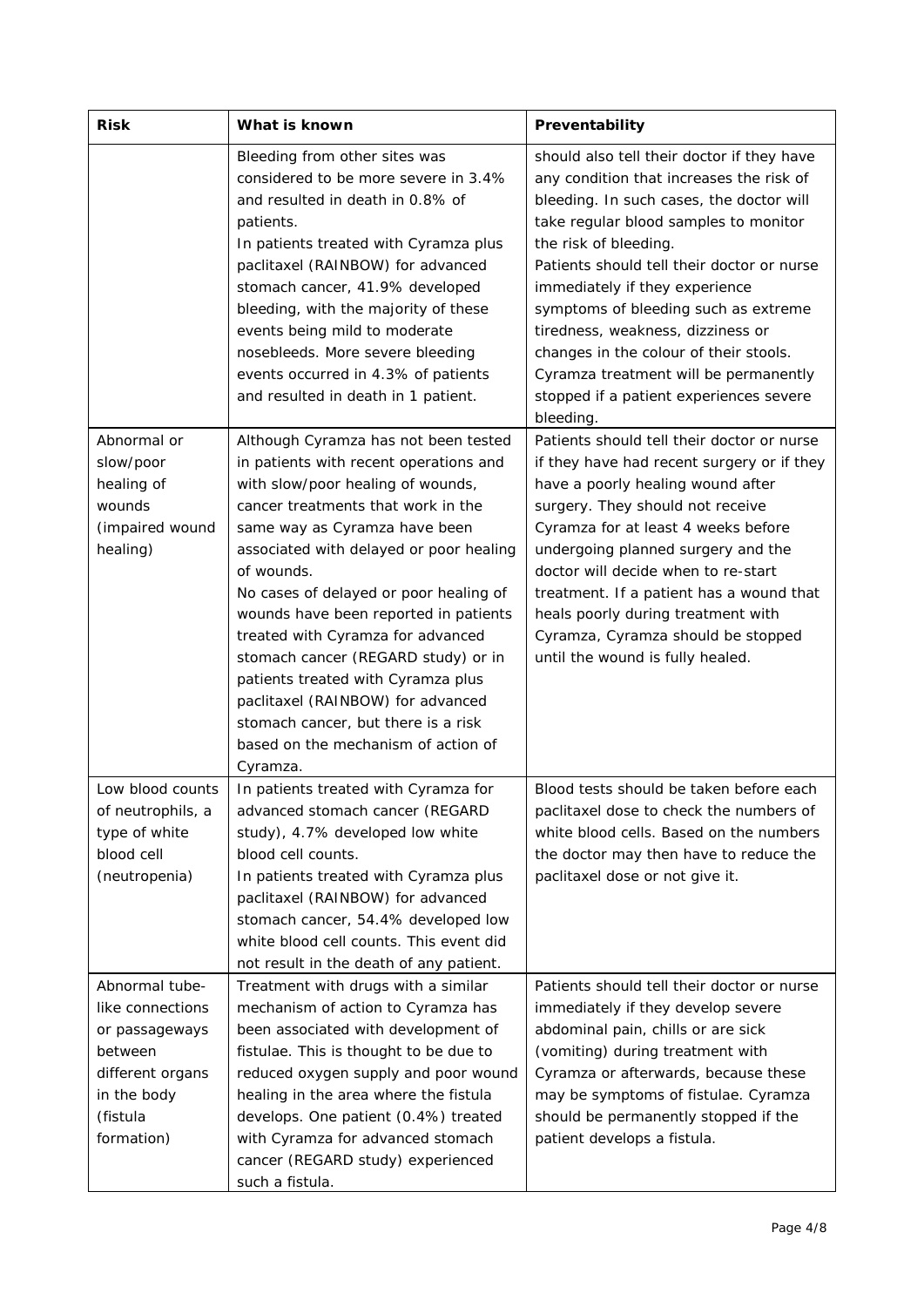| Risk | What is known | Preventability |
|---|---|---|
| | Bleeding from other sites was considered to be more severe in 3.4% and resulted in death in 0.8% of patients.<br>In patients treated with Cyramza plus paclitaxel (RAINBOW) for advanced stomach cancer, 41.9% developed bleeding, with the majority of these events being mild to moderate nosebleeds. More severe bleeding events occurred in 4.3% of patients and resulted in death in 1 patient. | should also tell their doctor if they have any condition that increases the risk of bleeding. In such cases, the doctor will take regular blood samples to monitor the risk of bleeding.<br>Patients should tell their doctor or nurse immediately if they experience symptoms of bleeding such as extreme tiredness, weakness, dizziness or changes in the colour of their stools. Cyramza treatment will be permanently stopped if a patient experiences severe bleeding. |
| Abnormal or slow/poor healing of wounds (impaired wound healing) | Although Cyramza has not been tested in patients with recent operations and with slow/poor healing of wounds, cancer treatments that work in the same way as Cyramza have been associated with delayed or poor healing of wounds.<br>No cases of delayed or poor healing of wounds have been reported in patients treated with Cyramza for advanced stomach cancer (REGARD study) or in patients treated with Cyramza plus paclitaxel (RAINBOW) for advanced stomach cancer, but there is a risk based on the mechanism of action of Cyramza. | Patients should tell their doctor or nurse if they have had recent surgery or if they have a poorly healing wound after surgery. They should not receive Cyramza for at least 4 weeks before undergoing planned surgery and the doctor will decide when to re-start treatment. If a patient has a wound that heals poorly during treatment with Cyramza, Cyramza should be stopped until the wound is fully healed. |
| Low blood counts of neutrophils, a type of white blood cell (neutropenia) | In patients treated with Cyramza for advanced stomach cancer (REGARD study), 4.7% developed low white blood cell counts.<br>In patients treated with Cyramza plus paclitaxel (RAINBOW) for advanced stomach cancer, 54.4% developed low white blood cell counts. This event did not result in the death of any patient. | Blood tests should be taken before each paclitaxel dose to check the numbers of white blood cells. Based on the numbers the doctor may then have to reduce the paclitaxel dose or not give it. |
| Abnormal tube-like connections or passageways between different organs in the body (fistula formation) | Treatment with drugs with a similar mechanism of action to Cyramza has been associated with development of fistulae. This is thought to be due to reduced oxygen supply and poor wound healing in the area where the fistula develops. One patient (0.4%) treated with Cyramza for advanced stomach cancer (REGARD study) experienced such a fistula. | Patients should tell their doctor or nurse immediately if they develop severe abdominal pain, chills or are sick (vomiting) during treatment with Cyramza or afterwards, because these may be symptoms of fistulae. Cyramza should be permanently stopped if the patient develops a fistula. |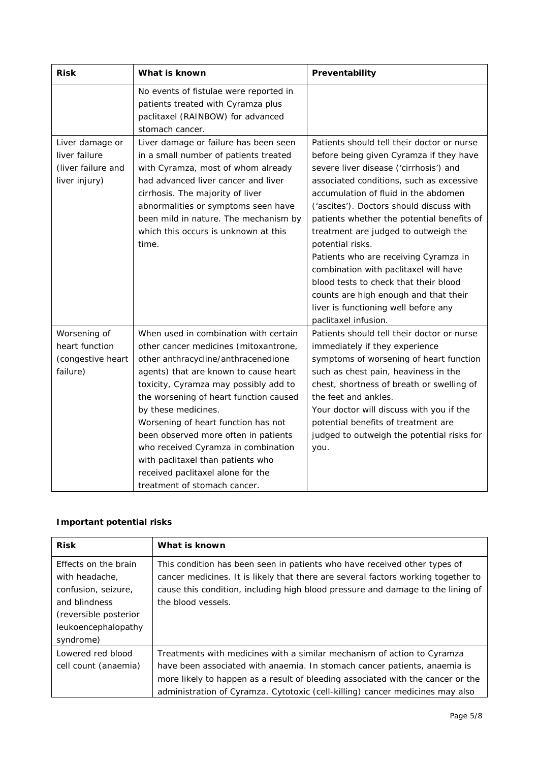| Risk | What is known | Preventability |
|---|---|---|
| | No events of fistulae were reported in patients treated with Cyramza plus paclitaxel (RAINBOW) for advanced stomach cancer. | |
| Liver damage or liver failure (liver failure and liver injury) | Liver damage or failure has been seen in a small number of patients treated with Cyramza, most of whom already had advanced liver cancer and liver cirrhosis. The majority of liver abnormalities or symptoms seen have been mild in nature. The mechanism by which this occurs is unknown at this time. | Patients should tell their doctor or nurse before being given Cyramza if they have severe liver disease ('cirrhosis') and associated conditions, such as excessive accumulation of fluid in the abdomen ('ascites'). Doctors should discuss with patients whether the potential benefits of treatment are judged to outweigh the potential risks.<br>Patients who are receiving Cyramza in combination with paclitaxel will have blood tests to check that their blood counts are high enough and that their liver is functioning well before any paclitaxel infusion. |
| Worsening of heart function (congestive heart failure) | When used in combination with certain other cancer medicines (mitoxantrone, other anthracycline/anthracenedione agents) that are known to cause heart toxicity, Cyramza may possibly add to the worsening of heart function caused by these medicines.<br>Worsening of heart function has not been observed more often in patients who received Cyramza in combination with paclitaxel than patients who received paclitaxel alone for the treatment of stomach cancer. | Patients should tell their doctor or nurse immediately if they experience symptoms of worsening of heart function such as chest pain, heaviness in the chest, shortness of breath or swelling of the feet and ankles.<br>Your doctor will discuss with you if the potential benefits of treatment are judged to outweigh the potential risks for you. |

**Important potential risks**

| Risk | What is known |
|---|---|
| Effects on the brain with headache, confusion, seizure, and blindness (reversible posterior leukoencephalopathy syndrome) | This condition has been seen in patients who have received other types of cancer medicines. It is likely that there are several factors working together to cause this condition, including high blood pressure and damage to the lining of the blood vessels. |
| Lowered red blood cell count (anaemia) | Treatments with medicines with a similar mechanism of action to Cyramza have been associated with anaemia. In stomach cancer patients, anaemia is more likely to happen as a result of bleeding associated with the cancer or the administration of Cyramza. Cytotoxic (cell-killing) cancer medicines may also |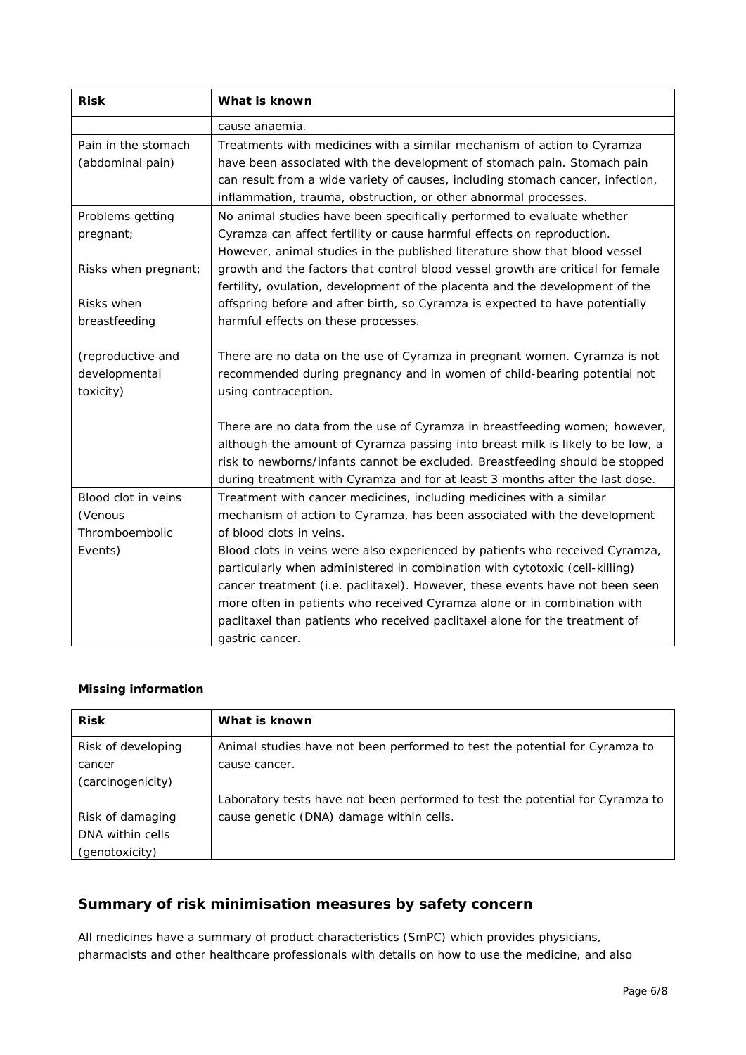| Risk | What is known |
|---|---|
| | cause anaemia. |
| Pain in the stomach (abdominal pain) | Treatments with medicines with a similar mechanism of action to Cyramza have been associated with the development of stomach pain. Stomach pain can result from a wide variety of causes, including stomach cancer, infection, inflammation, trauma, obstruction, or other abnormal processes. |
| Problems getting pregnant;<br><br>Risks when pregnant;<br><br>Risks when breastfeeding<br><br>(reproductive and developmental toxicity) | No animal studies have been specifically performed to evaluate whether Cyramza can affect fertility or cause harmful effects on reproduction. However, animal studies in the published literature show that blood vessel growth and the factors that control blood vessel growth are critical for female fertility, ovulation, development of the placenta and the development of the offspring before and after birth, so Cyramza is expected to have potentially harmful effects on these processes.<br><br>There are no data on the use of Cyramza in pregnant women. Cyramza is not recommended during pregnancy and in women of child-bearing potential not using contraception.<br><br>There are no data from the use of Cyramza in breastfeeding women; however, although the amount of Cyramza passing into breast milk is likely to be low, a risk to newborns/infants cannot be excluded. Breastfeeding should be stopped during treatment with Cyramza and for at least 3 months after the last dose. |
| Blood clot in veins (Venous Thromboembolic Events) | Treatment with cancer medicines, including medicines with a similar mechanism of action to Cyramza, has been associated with the development of blood clots in veins.<br>Blood clots in veins were also experienced by patients who received Cyramza, particularly when administered in combination with cytotoxic (cell-killing) cancer treatment (i.e. paclitaxel). However, these events have not been seen more often in patients who received Cyramza alone or in combination with paclitaxel than patients who received paclitaxel alone for the treatment of gastric cancer. |

**Missing information**

| Risk | What is known |
|---|---|
| Risk of developing cancer (carcinogenicity)<br><br>Risk of damaging DNA within cells (genotoxicity) | Animal studies have not been performed to test the potential for Cyramza to cause cancer.<br><br>Laboratory tests have not been performed to test the potential for Cyramza to cause genetic (DNA) damage within cells. |

## Summary of risk minimisation measures by safety concern

All medicines have a summary of product characteristics (SmPC) which provides physicians, pharmacists and other healthcare professionals with details on how to use the medicine, and also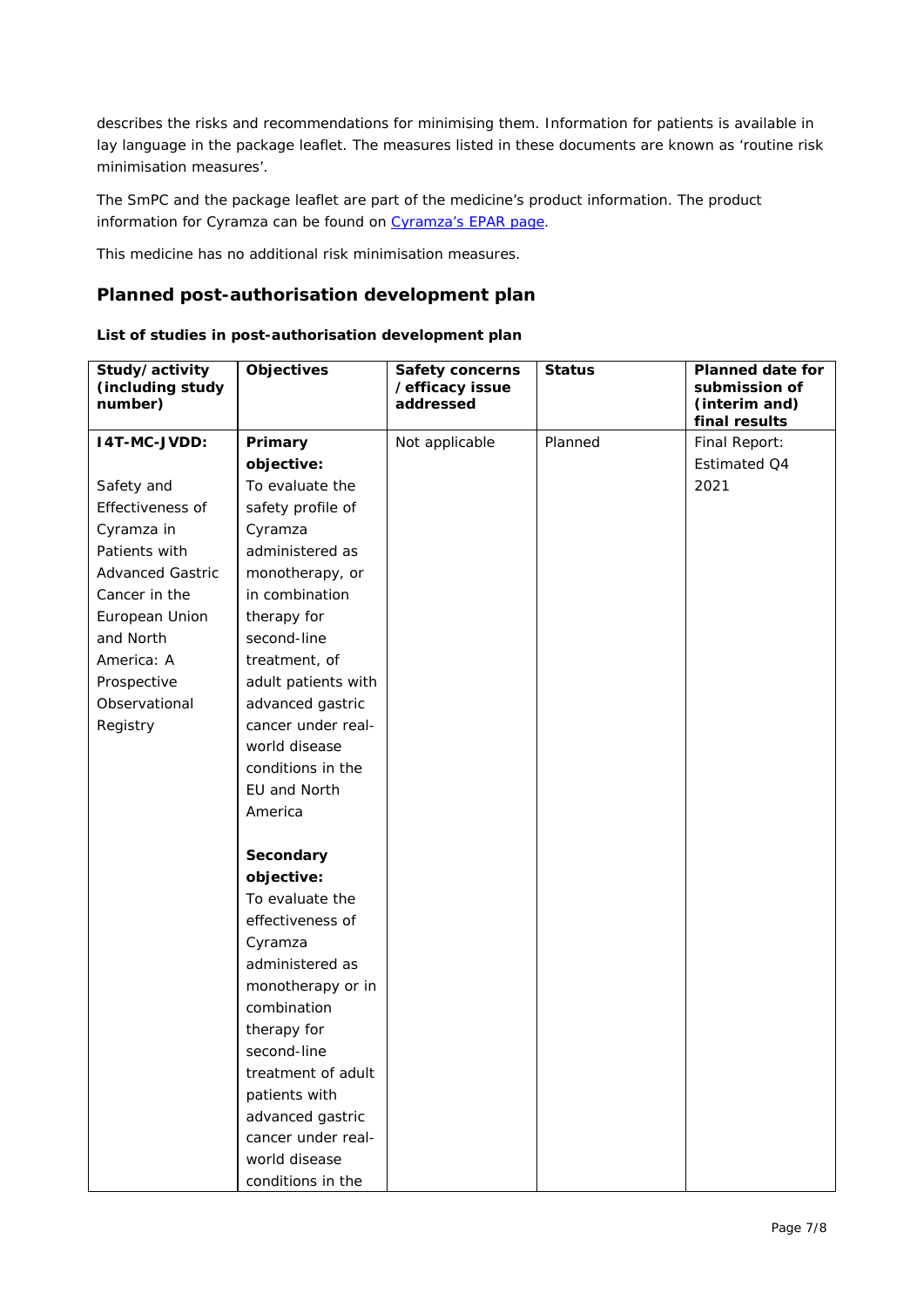describes the risks and recommendations for minimising them. Information for patients is available in lay language in the package leaflet. The measures listed in these documents are known as 'routine risk minimisation measures'.

The SmPC and the package leaflet are part of the medicine's product information. The product information for Cyramza can be found on [Cyramza's EPAR page](Cyramza's EPAR page).

This medicine has no additional risk minimisation measures.

## Planned post-authorisation development plan

**List of studies in post-authorisation development plan**

| Study/activity (including study number) | Objectives | Safety concerns /efficacy issue addressed | Status | Planned date for submission of (interim and) final results |
| --- | --- | --- | --- | --- |
| **I4T-MC-JVDD:**<br><br>Safety and Effectiveness of Cyramza in Patients with Advanced Gastric Cancer in the European Union and North America: A Prospective Observational Registry | **Primary objective:**<br>To evaluate the safety profile of Cyramza administered as monotherapy, or in combination therapy for second-line treatment, of adult patients with advanced gastric cancer under real-world disease conditions in the EU and North America<br><br>**Secondary objective:**<br>To evaluate the effectiveness of Cyramza administered as monotherapy or in combination therapy for second-line treatment of adult patients with advanced gastric cancer under real-world disease conditions in the | Not applicable | Planned | Final Report:<br>Estimated Q4 2021 |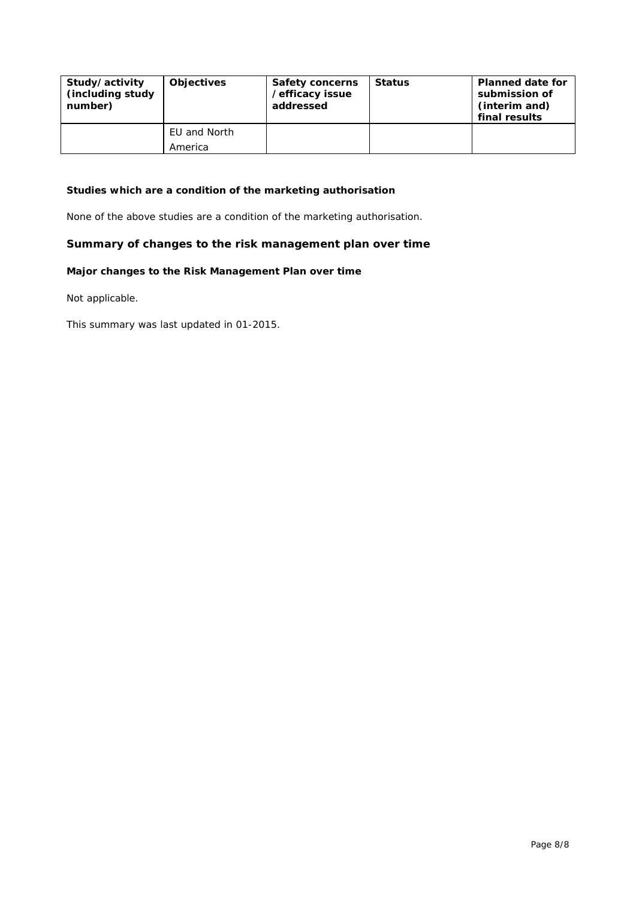| Study/activity (including study number) | Objectives | Safety concerns /efficacy issue addressed | Status | Planned date for submission of (interim and) final results |
|---|---|---|---|---|
| | EU and North America | | | |

**Studies which are a condition of the marketing authorisation**

None of the above studies are a condition of the marketing authorisation.

### Summary of changes to the risk management plan over time

**Major changes to the Risk Management Plan over time**

Not applicable.

This summary was last updated in 01-2015.